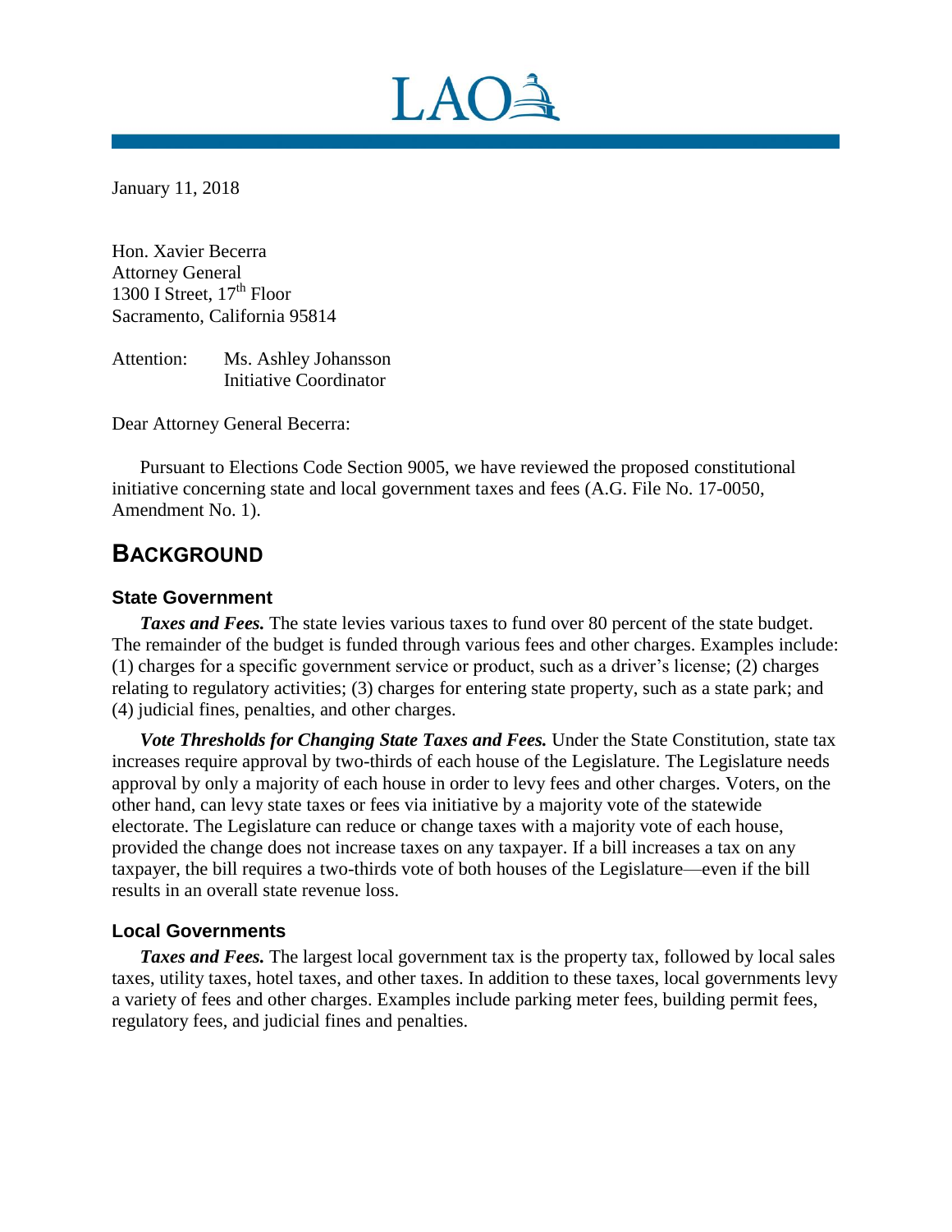LAO

January 11, 2018

Hon. Xavier Becerra
Attorney General
1300 I Street, 17th Floor
Sacramento, California 95814

Attention: Ms. Ashley Johansson
Initiative Coordinator

Dear Attorney General Becerra:

Pursuant to Elections Code Section 9005, we have reviewed the proposed constitutional initiative concerning state and local government taxes and fees (A.G. File No. 17-0050, Amendment No. 1).

## BACKGROUND

### State Government

***Taxes and Fees.*** The state levies various taxes to fund over 80 percent of the state budget. The remainder of the budget is funded through various fees and other charges. Examples include: (1) charges for a specific government service or product, such as a driver's license; (2) charges relating to regulatory activities; (3) charges for entering state property, such as a state park; and (4) judicial fines, penalties, and other charges.

***Vote Thresholds for Changing State Taxes and Fees.*** Under the State Constitution, state tax increases require approval by two-thirds of each house of the Legislature. The Legislature needs approval by only a majority of each house in order to levy fees and other charges. Voters, on the other hand, can levy state taxes or fees via initiative by a majority vote of the statewide electorate. The Legislature can reduce or change taxes with a majority vote of each house, provided the change does not increase taxes on any taxpayer. If a bill increases a tax on any taxpayer, the bill requires a two-thirds vote of both houses of the Legislature—even if the bill results in an overall state revenue loss.

### Local Governments

***Taxes and Fees.*** The largest local government tax is the property tax, followed by local sales taxes, utility taxes, hotel taxes, and other taxes. In addition to these taxes, local governments levy a variety of fees and other charges. Examples include parking meter fees, building permit fees, regulatory fees, and judicial fines and penalties.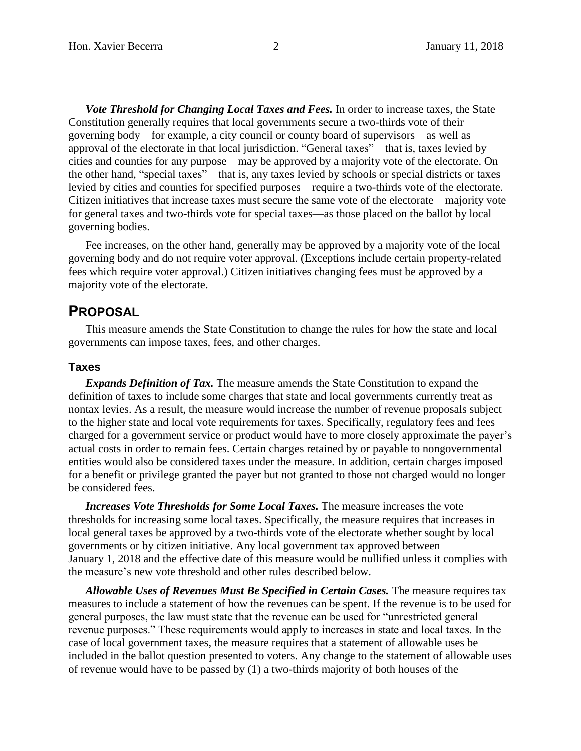***Vote Threshold for Changing Local Taxes and Fees.*** In order to increase taxes, the State Constitution generally requires that local governments secure a two-thirds vote of their governing body—for example, a city council or county board of supervisors—as well as approval of the electorate in that local jurisdiction. "General taxes"—that is, taxes levied by cities and counties for any purpose—may be approved by a majority vote of the electorate. On the other hand, "special taxes"—that is, any taxes levied by schools or special districts or taxes levied by cities and counties for specified purposes—require a two-thirds vote of the electorate. Citizen initiatives that increase taxes must secure the same vote of the electorate—majority vote for general taxes and two-thirds vote for special taxes—as those placed on the ballot by local governing bodies.

Fee increases, on the other hand, generally may be approved by a majority vote of the local governing body and do not require voter approval. (Exceptions include certain property-related fees which require voter approval.) Citizen initiatives changing fees must be approved by a majority vote of the electorate.

## PROPOSAL

This measure amends the State Constitution to change the rules for how the state and local governments can impose taxes, fees, and other charges.

### Taxes

***Expands Definition of Tax.*** The measure amends the State Constitution to expand the definition of taxes to include some charges that state and local governments currently treat as nontax levies. As a result, the measure would increase the number of revenue proposals subject to the higher state and local vote requirements for taxes. Specifically, regulatory fees and fees charged for a government service or product would have to more closely approximate the payer's actual costs in order to remain fees. Certain charges retained by or payable to nongovernmental entities would also be considered taxes under the measure. In addition, certain charges imposed for a benefit or privilege granted the payer but not granted to those not charged would no longer be considered fees.

***Increases Vote Thresholds for Some Local Taxes.*** The measure increases the vote thresholds for increasing some local taxes. Specifically, the measure requires that increases in local general taxes be approved by a two-thirds vote of the electorate whether sought by local governments or by citizen initiative. Any local government tax approved between January 1, 2018 and the effective date of this measure would be nullified unless it complies with the measure's new vote threshold and other rules described below.

***Allowable Uses of Revenues Must Be Specified in Certain Cases.*** The measure requires tax measures to include a statement of how the revenues can be spent. If the revenue is to be used for general purposes, the law must state that the revenue can be used for "unrestricted general revenue purposes." These requirements would apply to increases in state and local taxes. In the case of local government taxes, the measure requires that a statement of allowable uses be included in the ballot question presented to voters. Any change to the statement of allowable uses of revenue would have to be passed by (1) a two-thirds majority of both houses of the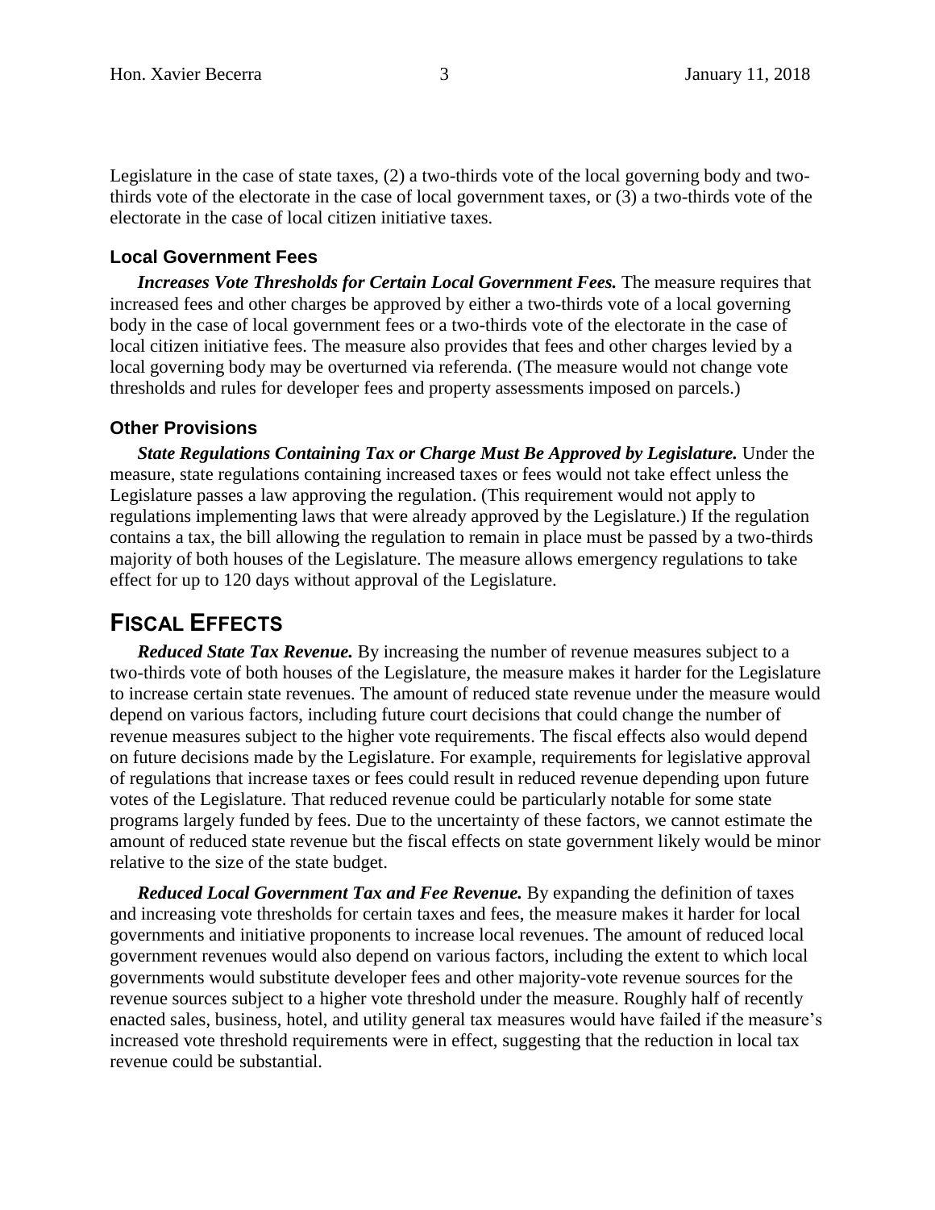Legislature in the case of state taxes, (2) a two-thirds vote of the local governing body and two-thirds vote of the electorate in the case of local government taxes, or (3) a two-thirds vote of the electorate in the case of local citizen initiative taxes.

### Local Government Fees

***Increases Vote Thresholds for Certain Local Government Fees.*** The measure requires that increased fees and other charges be approved by either a two-thirds vote of a local governing body in the case of local government fees or a two-thirds vote of the electorate in the case of local citizen initiative fees. The measure also provides that fees and other charges levied by a local governing body may be overturned via referenda. (The measure would not change vote thresholds and rules for developer fees and property assessments imposed on parcels.)

### Other Provisions

***State Regulations Containing Tax or Charge Must Be Approved by Legislature.*** Under the measure, state regulations containing increased taxes or fees would not take effect unless the Legislature passes a law approving the regulation. (This requirement would not apply to regulations implementing laws that were already approved by the Legislature.) If the regulation contains a tax, the bill allowing the regulation to remain in place must be passed by a two-thirds majority of both houses of the Legislature. The measure allows emergency regulations to take effect for up to 120 days without approval of the Legislature.

## FISCAL EFFECTS

***Reduced State Tax Revenue.*** By increasing the number of revenue measures subject to a two-thirds vote of both houses of the Legislature, the measure makes it harder for the Legislature to increase certain state revenues. The amount of reduced state revenue under the measure would depend on various factors, including future court decisions that could change the number of revenue measures subject to the higher vote requirements. The fiscal effects also would depend on future decisions made by the Legislature. For example, requirements for legislative approval of regulations that increase taxes or fees could result in reduced revenue depending upon future votes of the Legislature. That reduced revenue could be particularly notable for some state programs largely funded by fees. Due to the uncertainty of these factors, we cannot estimate the amount of reduced state revenue but the fiscal effects on state government likely would be minor relative to the size of the state budget.

***Reduced Local Government Tax and Fee Revenue.*** By expanding the definition of taxes and increasing vote thresholds for certain taxes and fees, the measure makes it harder for local governments and initiative proponents to increase local revenues. The amount of reduced local government revenues would also depend on various factors, including the extent to which local governments would substitute developer fees and other majority-vote revenue sources for the revenue sources subject to a higher vote threshold under the measure. Roughly half of recently enacted sales, business, hotel, and utility general tax measures would have failed if the measure's increased vote threshold requirements were in effect, suggesting that the reduction in local tax revenue could be substantial.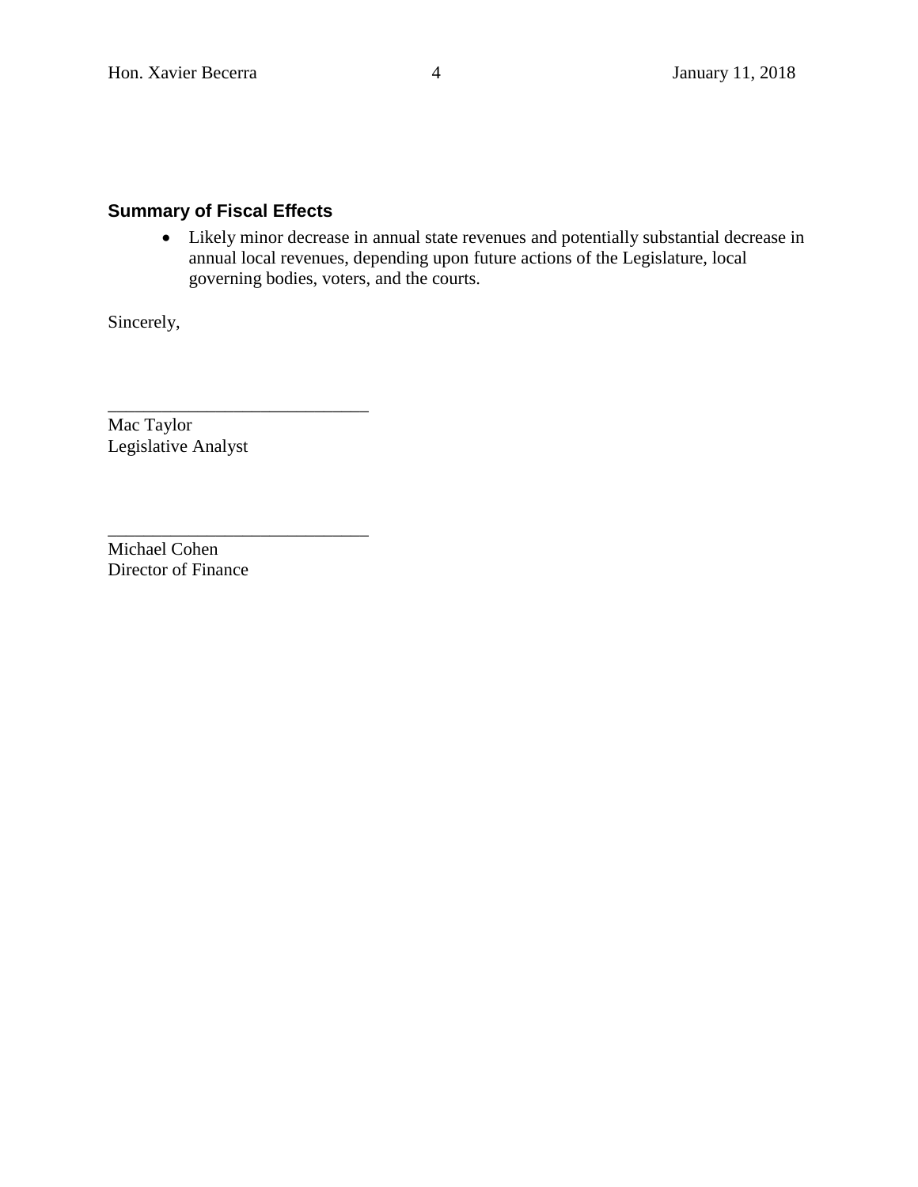## Summary of Fiscal Effects

- Likely minor decrease in annual state revenues and potentially substantial decrease in annual local revenues, depending upon future actions of the Legislature, local governing bodies, voters, and the courts.

Sincerely,

\_\_\_\_\_\_\_\_\_\_\_\_\_\_\_\_\_\_\_\_\_\_\_\_\_\_\_\_\_\_

Mac Taylor
Legislative Analyst

\_\_\_\_\_\_\_\_\_\_\_\_\_\_\_\_\_\_\_\_\_\_\_\_\_\_\_\_\_\_

Michael Cohen
Director of Finance